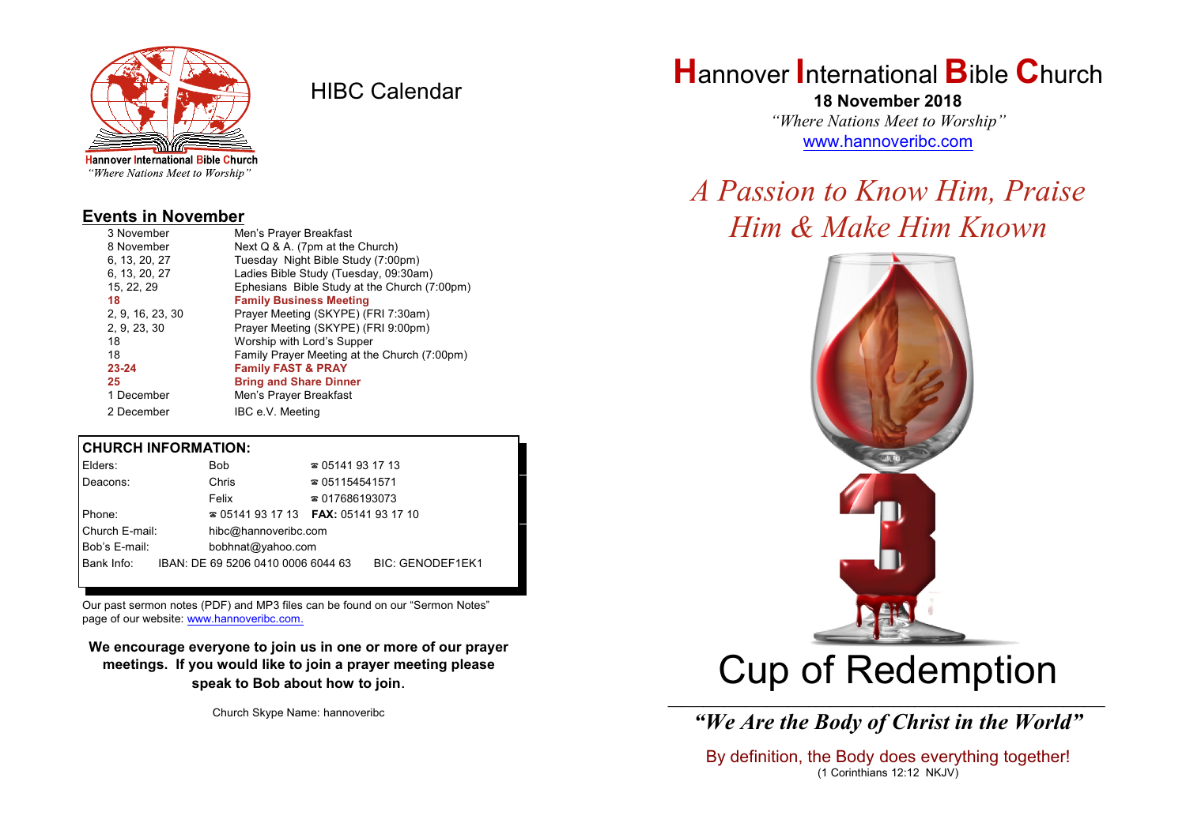Hannover International Bible Church
*"Where Nations Meet to Worship"*

# HIBC Calendar

## Events in November

| | |
|---|---|
| 3 November | Men's Prayer Breakfast |
| 8 November | Next Q & A. (7pm at the Church) |
| 6, 13, 20, 27 | Tuesday Night Bible Study (7:00pm) |
| 6, 13, 20, 27 | Ladies Bible Study (Tuesday, 09:30am) |
| 15, 22, 29 | Ephesians Bible Study at the Church (7:00pm) |
| **18** | **Family Business Meeting** |
| 2, 9, 16, 23, 30 | Prayer Meeting (SKYPE) (FRI 7:30am) |
| 2, 9, 23, 30 | Prayer Meeting (SKYPE) (FRI 9:00pm) |
| 18 | Worship with Lord's Supper |
| 18 | Family Prayer Meeting at the Church (7:00pm) |
| **23-24** | **Family FAST & PRAY** |
| **25** | **Bring and Share Dinner** |
| 1 December | Men's Prayer Breakfast |
| 2 December | IBC e.V. Meeting |

## CHURCH INFORMATION:

| | | |
|---|---|---|
| Elders: | Bob | ☎ 05141 93 17 13 |
| Deacons: | Chris | ☎ 051154541571 |
| | Felix | ☎ 017686193073 |
| Phone: | ☎ 05141 93 17 13 | **FAX:** 05141 93 17 10 |
| Church E-mail: | hibc@hannoveribc.com | |
| Bob's E-mail: | bobhnat@yahoo.com | |
| Bank Info: | IBAN: DE 69 5206 0410 0006 6044 63 | BIC: GENODEF1EK1 |

Our past sermon notes (PDF) and MP3 files can be found on our "Sermon Notes" page of our website: www.hannoveribc.com.

**We encourage everyone to join us in one or more of our prayer meetings. If you would like to join a prayer meeting please speak to Bob about how to join.**

Church Skype Name: hannoveribc

# Hannover International Bible Church

**18 November 2018**

*"Where Nations Meet to Worship"*

www.hannoveribc.com

## *A Passion to Know Him, Praise Him & Make Him Known*

# Cup of Redemption

***"We Are the Body of Christ in the World"***

By definition, the Body does everything together!
(1 Corinthians 12:12 NKJV)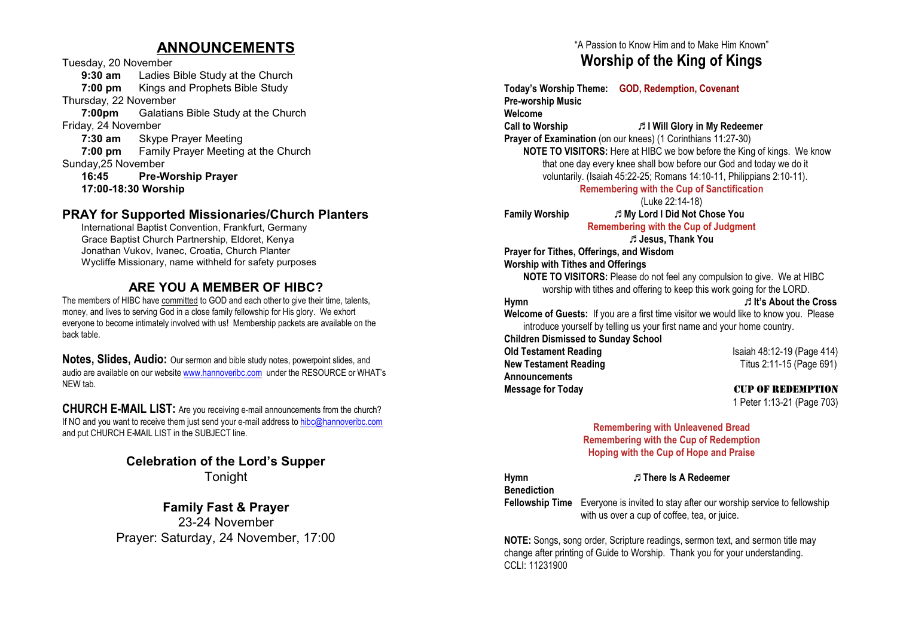# ANNOUNCEMENTS

Tuesday, 20 November

- **9:30 am** Ladies Bible Study at the Church
- **7:00 pm** Kings and Prophets Bible Study

Thursday, 22 November

- **7:00pm** Galatians Bible Study at the Church

Friday, 24 November

- **7:30 am** Skype Prayer Meeting
- **7:00 pm** Family Prayer Meeting at the Church

Sunday,25 November

- **16:45 Pre-Worship Prayer**
- **17:00-18:30 Worship**

## PRAY for Supported Missionaries/Church Planters

International Baptist Convention, Frankfurt, Germany
Grace Baptist Church Partnership, Eldoret, Kenya
Jonathan Vukov, Ivanec, Croatia, Church Planter
Wycliffe Missionary, name withheld for safety purposes

## ARE YOU A MEMBER OF HIBC?

The members of HIBC have committed to GOD and each other to give their time, talents, money, and lives to serving God in a close family fellowship for His glory. We exhort everyone to become intimately involved with us! Membership packets are available on the back table.

**Notes, Slides, Audio:** Our sermon and bible study notes, powerpoint slides, and audio are available on our website www.hannoveribc.com under the RESOURCE or WHAT's NEW tab.

**CHURCH E-MAIL LIST:** Are you receiving e-mail announcements from the church? If NO and you want to receive them just send your e-mail address to hibc@hannoveribc.com and put CHURCH E-MAIL LIST in the SUBJECT line.

**Celebration of the Lord's Supper**
Tonight

**Family Fast & Prayer**
23-24 November
Prayer: Saturday, 24 November, 17:00

"A Passion to Know Him and to Make Him Known"

# Worship of the King of Kings

**Today's Worship Theme:** **GOD, Redemption, Covenant**

**Pre-worship Music**

**Welcome**

**Call to Worship** ♬ **I Will Glory in My Redeemer**

**Prayer of Examination** (on our knees) (1 Corinthians 11:27-30)

**NOTE TO VISITORS:** Here at HIBC we bow before the King of kings. We know that one day every knee shall bow before our God and today we do it voluntarily. (Isaiah 45:22-25; Romans 14:10-11, Philippians 2:10-11).

**Remembering with the Cup of Sanctification**
(Luke 22:14-18)

**Family Worship** ♬ **My Lord I Did Not Chose You**

**Remembering with the Cup of Judgment**

♬ **Jesus, Thank You**

**Prayer for Tithes, Offerings, and Wisdom**

**Worship with Tithes and Offerings**

**NOTE TO VISITORS:** Please do not feel any compulsion to give. We at HIBC worship with tithes and offering to keep this work going for the LORD.

**Hymn** ♬ **It's About the Cross**

**Welcome of Guests:** If you are a first time visitor we would like to know you. Please introduce yourself by telling us your first name and your home country.

**Children Dismissed to Sunday School**

**Old Testament Reading** Isaiah 48:12-19 (Page 414)

**New Testament Reading** Titus 2:11-15 (Page 691)

**Announcements**

**Message for Today** **CUP OF REDEMPTION**
1 Peter 1:13-21 (Page 703)

**Remembering with Unleavened Bread**
**Remembering with the Cup of Redemption**
**Hoping with the Cup of Hope and Praise**

**Hymn** ♬ **There Is A Redeemer**

**Benediction**

**Fellowship Time** Everyone is invited to stay after our worship service to fellowship with us over a cup of coffee, tea, or juice.

**NOTE:** Songs, song order, Scripture readings, sermon text, and sermon title may change after printing of Guide to Worship. Thank you for your understanding.
CCLI: 11231900